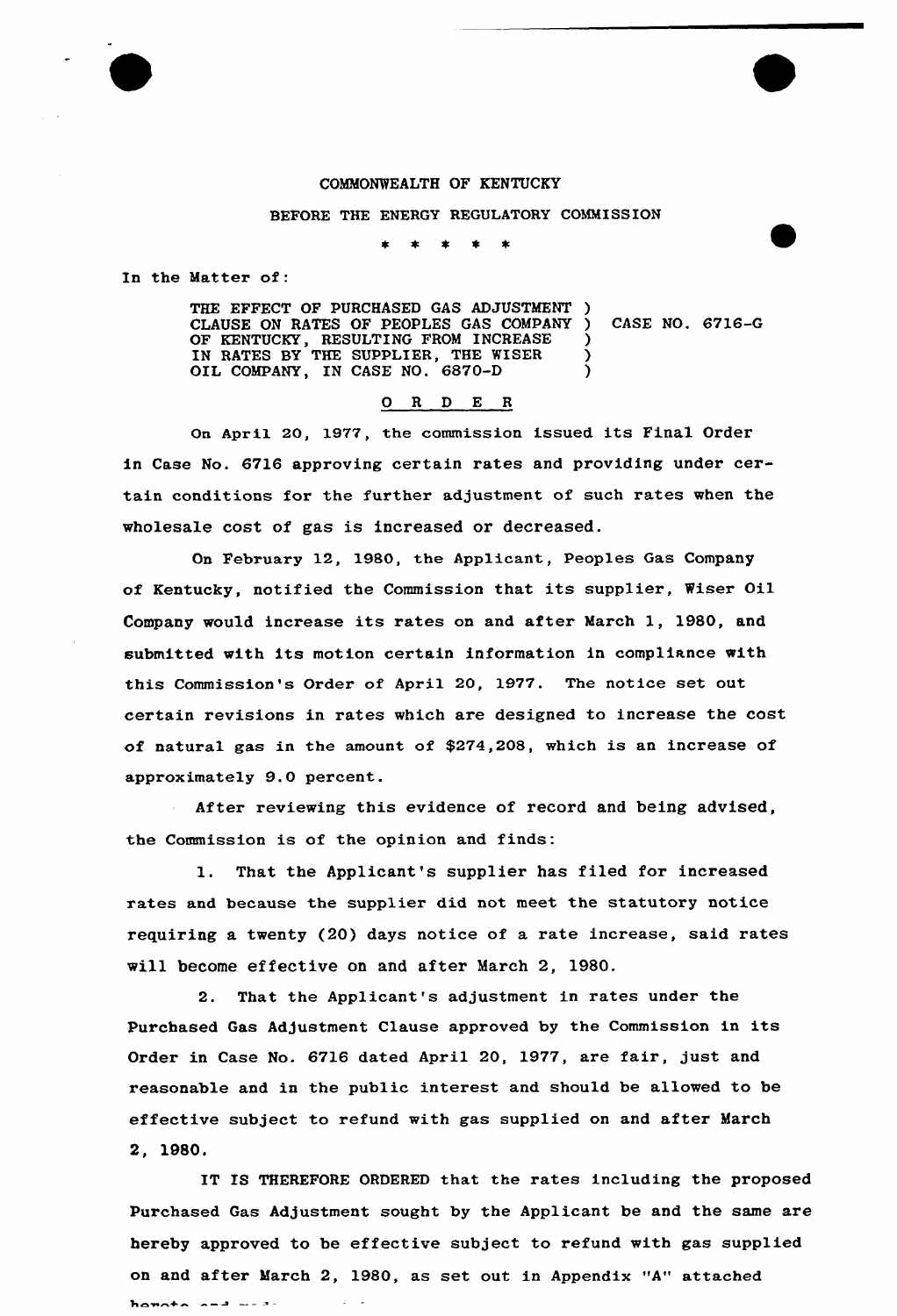COMMONWEALTH OF KENTUCKY

BEFORE THE ENERGY REGULATORY COMMISSION

\* \* \* \* \*

In the Matter of:

THE EFFECT OF PURCHASED GAS ADJUSTMENT CLAUSE ON RATES OF PEOPLES GAS COMPANY OF KENTUCKY, RESULTING FROM INCREASE IN RATES BY THE SUPPLIER, THE WISER OIL COMPANY, IN CASE NO. 6870-D ) CASE NO. 6716-G

## O R D E R

On April 20, 1977, the commission issued its Final Order in Case No. 6716 approving certain rates and providing under certain conditions for the further adjustment of such rates when the wholesale cost of gas is increased or decreased.

On February 12, 1980, the Applicant, Peoples Gas Company of Kentucky, notified the Commission that its supplier, Wiser Oil Company would increase its rates on and after March 1, 1980, and submitted with its motion certain information in compliance with this Commission's Order of April 20, 1977. The notice set out certain revisions in rates which are designed to increase the cost of natural gas in the amount of $274,208, which is an increase of approximately 9.0 percent.

After reviewing this evidence of record and being advised, the Commission is of the opinion and finds:

1. That the Applicant's supplier has filed for increased rates and because the supplier did not meet the statutory notice requiring a twenty (20) days notice of a rate increase, said rates will become effective on and after March 2, 1980.

2. That the Applicant's adjustment in rates under the Purchased Gas Adjustment Clause approved by the Commission in its Order in Case No. 6716 dated April 20, 1977, are fair, just and reasonable and in the public interest and should be allowed to be effective subject to refund with gas supplied on and after March 2, 1980.

IT IS THEREFORE ORDERED that the rates including the proposed Purchased Gas Adjustment sought by the Applicant be and the same are hereby approved to be effective subject to refund with gas supplied on and after March 2, 1980, as set out in Appendix "A" attached hereto and made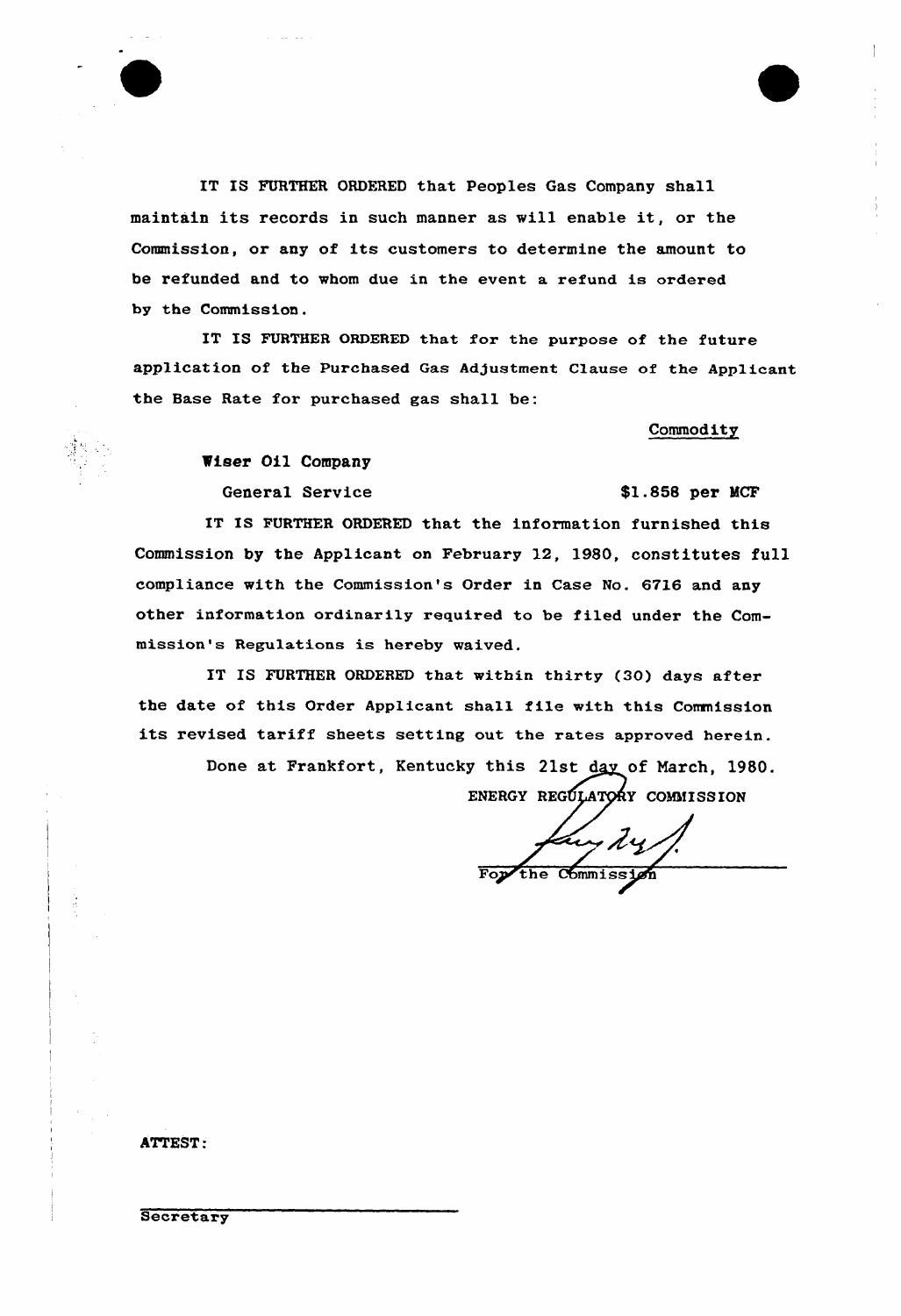IT IS FURTHER ORDERED that Peoples Gas Company shall maintain its records in such manner as will enable it, or the Commission, or any of its customers to determine the amount to be refunded and to whom due in the event a refund is ordered by the Commission.

IT IS FURTHER ORDERED that for the purpose of the future application of the Purchased Gas Adjustment Clause of the Applicant the Base Rate for purchased gas shall be:

| | Commodity |
|---|---|
| **Wiser Oil Company** | |
| General Service | $1.858 per MCF |

IT IS FURTHER ORDERED that the information furnished this Commission by the Applicant on February 12, 1980, constitutes full compliance with the Commission's Order in Case No. 6716 and any other information ordinarily required to be filed under the Commission's Regulations is hereby waived.

IT IS FURTHER ORDERED that within thirty (30) days after the date of this Order Applicant shall file with this Commission its revised tariff sheets setting out the rates approved herein.

Done at Frankfort, Kentucky this 21st day of March, 1980.

ENERGY REGULATORY COMMISSION

For the Commission

ATTEST:

Secretary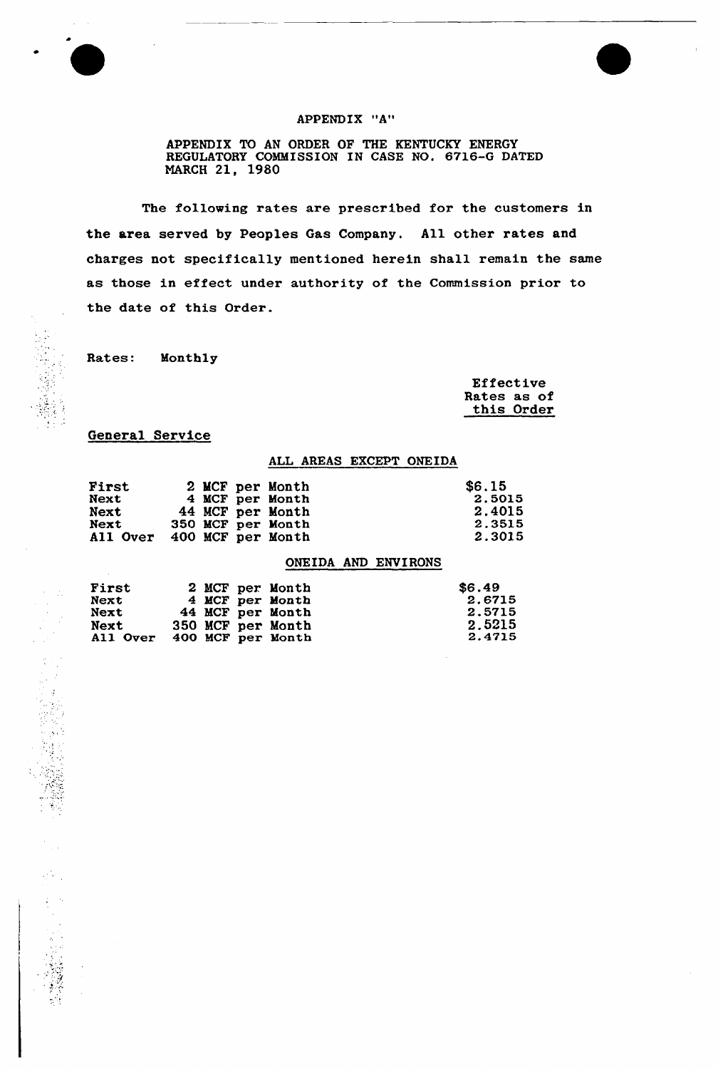# APPENDIX "A"

APPENDIX TO AN ORDER OF THE KENTUCKY ENERGY REGULATORY COMMISSION IN CASE NO. 6716-G DATED MARCH 21, 1980

The following rates are prescribed for the customers in the area served by Peoples Gas Company. All other rates and charges not specifically mentioned herein shall remain the same as those in effect under authority of the Commission prior to the date of this Order.

Rates: Monthly

## General Service

| | | Effective Rates as of this Order |
|---|---|---|
| **ALL AREAS EXCEPT ONEIDA** | | |
| First | 2 MCF per Month | $6.15 |
| Next | 4 MCF per Month | 2.5015 |
| Next | 44 MCF per Month | 2.4015 |
| Next | 350 MCF per Month | 2.3515 |
| All Over | 400 MCF per Month | 2.3015 |
| **ONEIDA AND ENVIRONS** | | |
| First | 2 MCF per Month | $6.49 |
| Next | 4 MCF per Month | 2.6715 |
| Next | 44 MCF per Month | 2.5715 |
| Next | 350 MCF per Month | 2.5215 |
| All Over | 400 MCF per Month | 2.4715 |